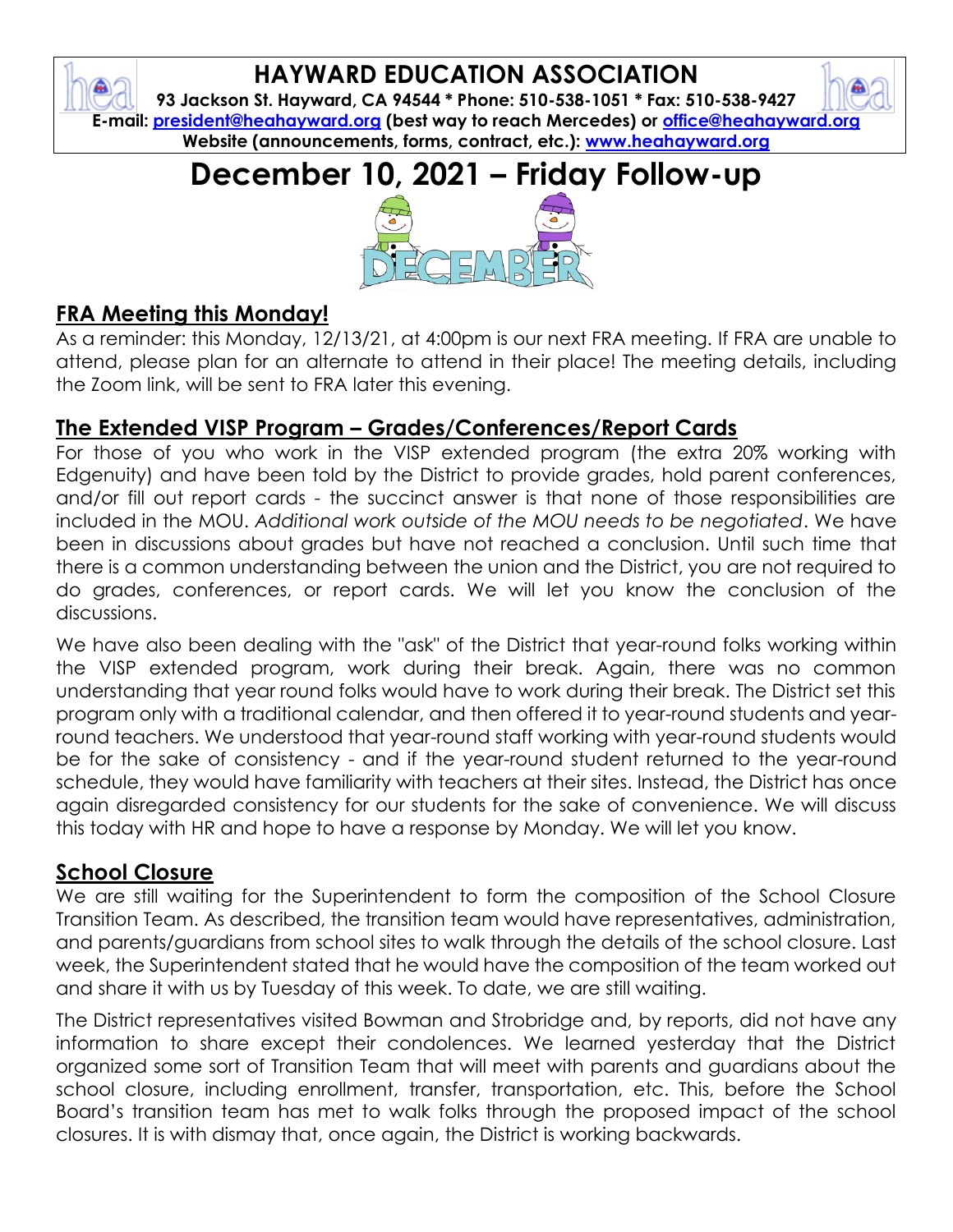# HAYWARD EDUCATION ASSOCIATION

**93 Jackson St. Hayward, CA 94544 * Phone: 510-538-1051 * Fax: 510-538-9427**
**E-mail: [president@heahayward.org](mailto:president@heahayward.org) (best way to reach Mercedes) or [office@heahayward.org](mailto:office@heahayward.org)**
**Website (announcements, forms, contract, etc.): [www.heahayward.org](http://www.heahayward.org)**

# December 10, 2021 – Friday Follow-up

## FRA Meeting this Monday!

As a reminder: this Monday, 12/13/21, at 4:00pm is our next FRA meeting. If FRA are unable to attend, please plan for an alternate to attend in their place! The meeting details, including the Zoom link, will be sent to FRA later this evening.

## The Extended VISP Program – Grades/Conferences/Report Cards

For those of you who work in the VISP extended program (the extra 20% working with Edgenuity) and have been told by the District to provide grades, hold parent conferences, and/or fill out report cards - the succinct answer is that none of those responsibilities are included in the MOU. *Additional work outside of the MOU needs to be negotiated*. We have been in discussions about grades but have not reached a conclusion. Until such time that there is a common understanding between the union and the District, you are not required to do grades, conferences, or report cards. We will let you know the conclusion of the discussions.

We have also been dealing with the "ask" of the District that year-round folks working within the VISP extended program, work during their break. Again, there was no common understanding that year round folks would have to work during their break. The District set this program only with a traditional calendar, and then offered it to year-round students and year-round teachers. We understood that year-round staff working with year-round students would be for the sake of consistency - and if the year-round student returned to the year-round schedule, they would have familiarity with teachers at their sites. Instead, the District has once again disregarded consistency for our students for the sake of convenience. We will discuss this today with HR and hope to have a response by Monday. We will let you know.

## School Closure

We are still waiting for the Superintendent to form the composition of the School Closure Transition Team. As described, the transition team would have representatives, administration, and parents/guardians from school sites to walk through the details of the school closure. Last week, the Superintendent stated that he would have the composition of the team worked out and share it with us by Tuesday of this week. To date, we are still waiting.

The District representatives visited Bowman and Strobridge and, by reports, did not have any information to share except their condolences. We learned yesterday that the District organized some sort of Transition Team that will meet with parents and guardians about the school closure, including enrollment, transfer, transportation, etc. This, before the School Board's transition team has met to walk folks through the proposed impact of the school closures. It is with dismay that, once again, the District is working backwards.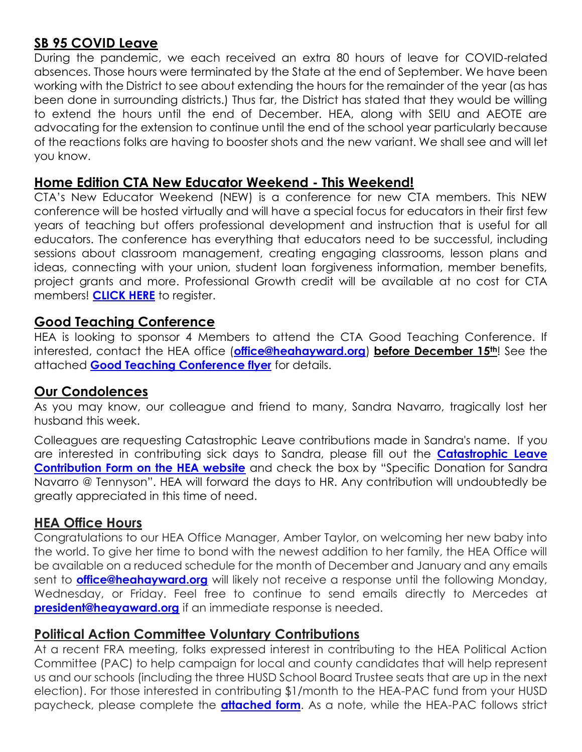## SB 95 COVID Leave

During the pandemic, we each received an extra 80 hours of leave for COVID-related absences. Those hours were terminated by the State at the end of September. We have been working with the District to see about extending the hours for the remainder of the year (as has been done in surrounding districts.) Thus far, the District has stated that they would be willing to extend the hours until the end of December. HEA, along with SEIU and AEOTE are advocating for the extension to continue until the end of the school year particularly because of the reactions folks are having to booster shots and the new variant. We shall see and will let you know.

## Home Edition CTA New Educator Weekend - This Weekend!

CTA's New Educator Weekend (NEW) is a conference for new CTA members. This NEW conference will be hosted virtually and will have a special focus for educators in their first few years of teaching but offers professional development and instruction that is useful for all educators. The conference has everything that educators need to be successful, including sessions about classroom management, creating engaging classrooms, lesson plans and ideas, connecting with your union, student loan forgiveness information, member benefits, project grants and more. Professional Growth credit will be available at no cost for CTA members! **CLICK HERE** to register.

## Good Teaching Conference

HEA is looking to sponsor 4 Members to attend the CTA Good Teaching Conference. If interested, contact the HEA office (**office@heahayward.org**) **before December 15th**! See the attached **Good Teaching Conference flyer** for details.

## Our Condolences

As you may know, our colleague and friend to many, Sandra Navarro, tragically lost her husband this week.

Colleagues are requesting Catastrophic Leave contributions made in Sandra's name. If you are interested in contributing sick days to Sandra, please fill out the **Catastrophic Leave Contribution Form on the HEA website** and check the box by "Specific Donation for Sandra Navarro @ Tennyson". HEA will forward the days to HR. Any contribution will undoubtedly be greatly appreciated in this time of need.

## HEA Office Hours

Congratulations to our HEA Office Manager, Amber Taylor, on welcoming her new baby into the world. To give her time to bond with the newest addition to her family, the HEA Office will be available on a reduced schedule for the month of December and January and any emails sent to **office@heahayward.org** will likely not receive a response until the following Monday, Wednesday, or Friday. Feel free to continue to send emails directly to Mercedes at **president@heayaward.org** if an immediate response is needed.

## Political Action Committee Voluntary Contributions

At a recent FRA meeting, folks expressed interest in contributing to the HEA Political Action Committee (PAC) to help campaign for local and county candidates that will help represent us and our schools (including the three HUSD School Board Trustee seats that are up in the next election). For those interested in contributing $1/month to the HEA-PAC fund from your HUSD paycheck, please complete the **attached form**. As a note, while the HEA-PAC follows strict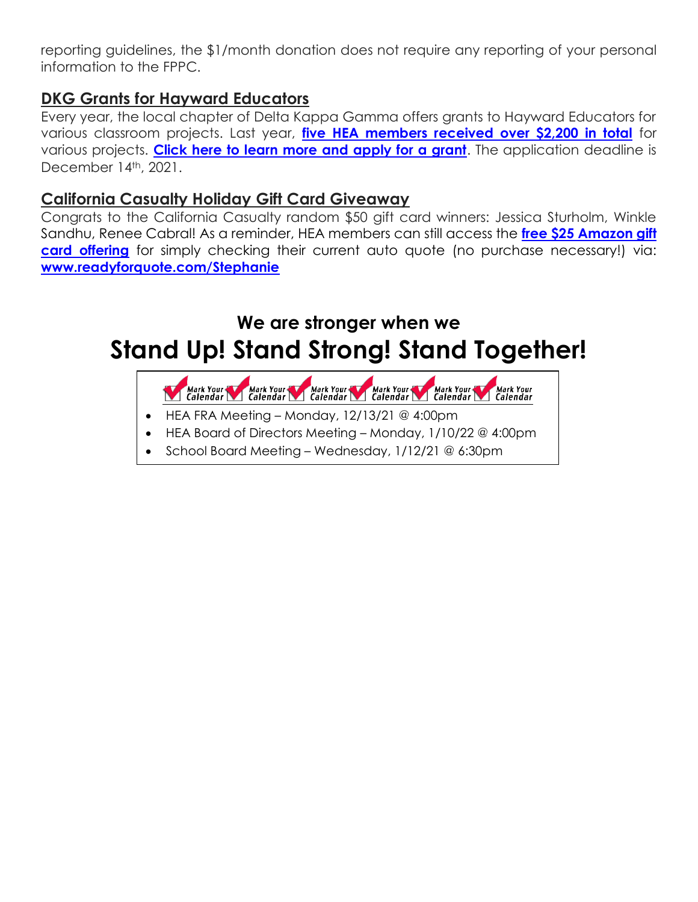reporting guidelines, the $1/month donation does not require any reporting of your personal information to the FPPC.

## DKG Grants for Hayward Educators

Every year, the local chapter of Delta Kappa Gamma offers grants to Hayward Educators for various classroom projects. Last year, **five HEA members received over $2,200 in total** for various projects. **Click here to learn more and apply for a grant**. The application deadline is December 14th, 2021.

## California Casualty Holiday Gift Card Giveaway

Congrats to the California Casualty random $50 gift card winners: Jessica Sturholm, Winkle Sandhu, Renee Cabral! As a reminder, HEA members can still access the **free $25 Amazon gift card offering** for simply checking their current auto quote (no purchase necessary!) via: **www.readyforquote.com/Stephanie**

### We are stronger when we

# Stand Up! Stand Strong! Stand Together!

Mark Your Calendar Mark Your Calendar Mark Your Calendar Mark Your Calendar Mark Your Calendar Mark Your Calendar

- HEA FRA Meeting – Monday, 12/13/21 @ 4:00pm
- HEA Board of Directors Meeting – Monday, 1/10/22 @ 4:00pm
- School Board Meeting – Wednesday, 1/12/21 @ 6:30pm